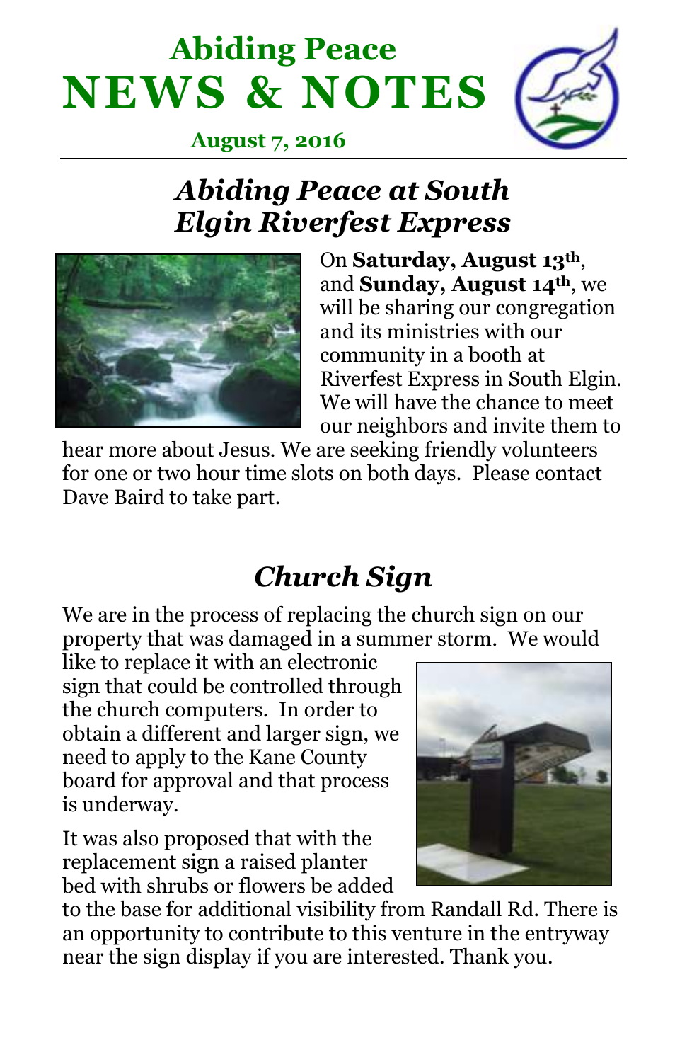# Abiding Peace
# NEWS & NOTES

**August 7, 2016**

## *Abiding Peace at South Elgin Riverfest Express*

On **Saturday, August 13th**, and **Sunday, August 14th**, we will be sharing our congregation and its ministries with our community in a booth at Riverfest Express in South Elgin. We will have the chance to meet our neighbors and invite them to hear more about Jesus. We are seeking friendly volunteers for one or two hour time slots on both days. Please contact Dave Baird to take part.

## *Church Sign*

We are in the process of replacing the church sign on our property that was damaged in a summer storm. We would like to replace it with an electronic sign that could be controlled through the church computers. In order to obtain a different and larger sign, we need to apply to the Kane County board for approval and that process is underway.

It was also proposed that with the replacement sign a raised planter bed with shrubs or flowers be added to the base for additional visibility from Randall Rd. There is an opportunity to contribute to this venture in the entryway near the sign display if you are interested. Thank you.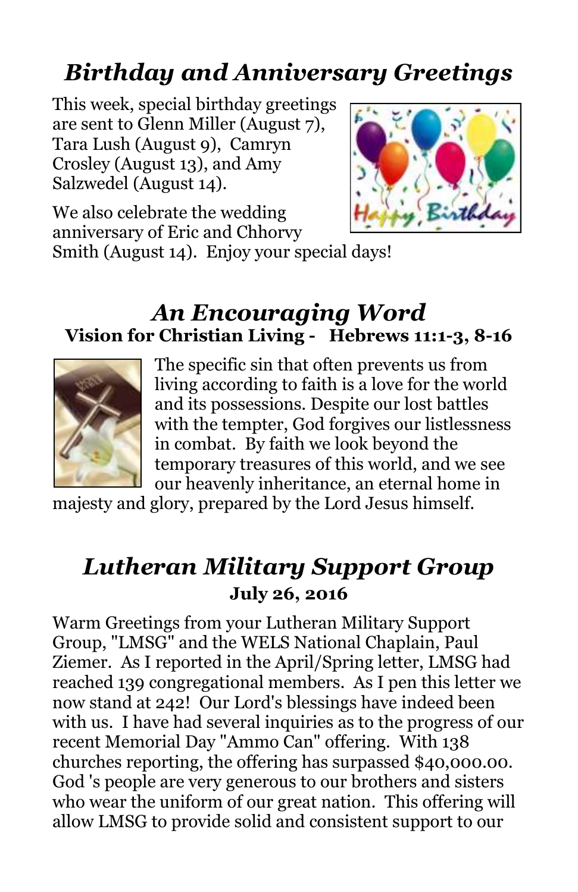## *Birthday and Anniversary Greetings*

This week, special birthday greetings are sent to Glenn Miller (August 7), Tara Lush (August 9), Camryn Crosley (August 13), and Amy Salzwedel (August 14).

We also celebrate the wedding anniversary of Eric and Chhorvy Smith (August 14). Enjoy your special days!

## *An Encouraging Word*

**Vision for Christian Living - Hebrews 11:1-3, 8-16**

The specific sin that often prevents us from living according to faith is a love for the world and its possessions. Despite our lost battles with the tempter, God forgives our listlessness in combat. By faith we look beyond the temporary treasures of this world, and we see our heavenly inheritance, an eternal home in majesty and glory, prepared by the Lord Jesus himself.

## *Lutheran Military Support Group*

**July 26, 2016**

Warm Greetings from your Lutheran Military Support Group, "LMSG" and the WELS National Chaplain, Paul Ziemer. As I reported in the April/Spring letter, LMSG had reached 139 congregational members. As I pen this letter we now stand at 242! Our Lord's blessings have indeed been with us. I have had several inquiries as to the progress of our recent Memorial Day "Ammo Can" offering. With 138 churches reporting, the offering has surpassed $40,000.00. God 's people are very generous to our brothers and sisters who wear the uniform of our great nation. This offering will allow LMSG to provide solid and consistent support to our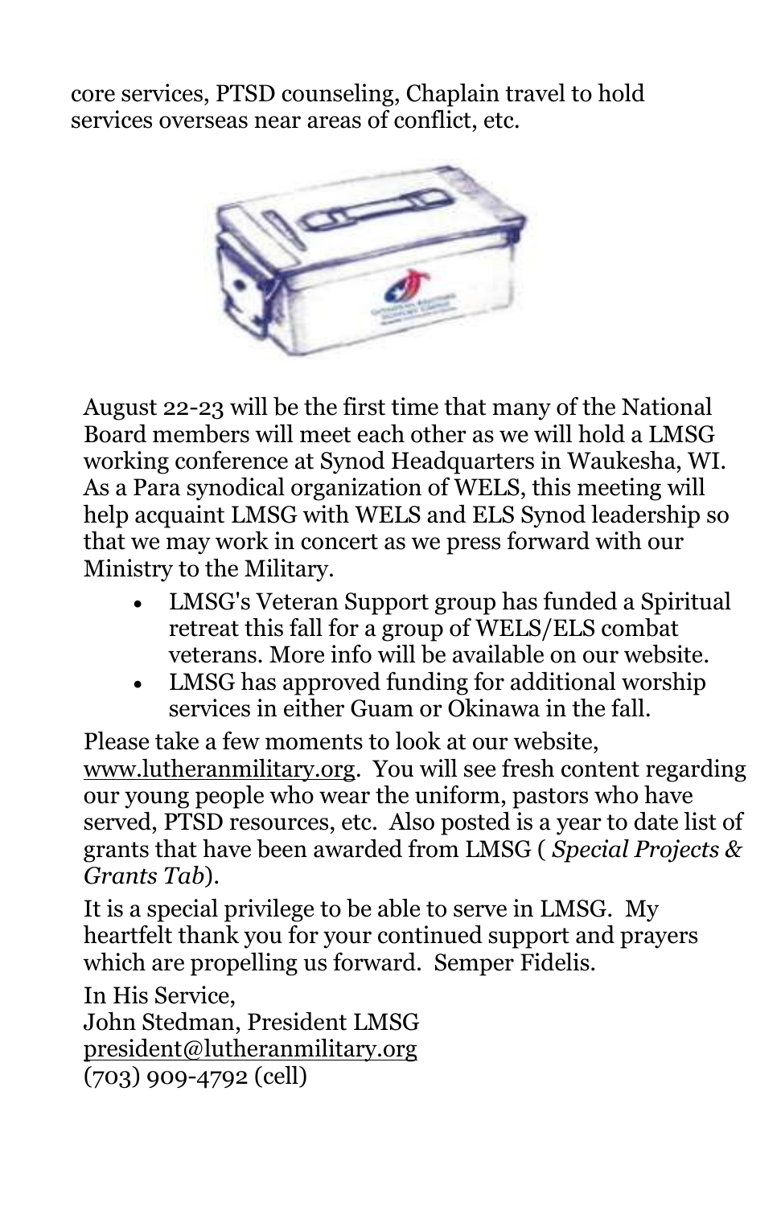core services, PTSD counseling, Chaplain travel to hold services overseas near areas of conflict, etc.

August 22-23 will be the first time that many of the National Board members will meet each other as we will hold a LMSG working conference at Synod Headquarters in Waukesha, WI. As a Para synodical organization of WELS, this meeting will help acquaint LMSG with WELS and ELS Synod leadership so that we may work in concert as we press forward with our Ministry to the Military.

- LMSG's Veteran Support group has funded a Spiritual retreat this fall for a group of WELS/ELS combat veterans. More info will be available on our website.
- LMSG has approved funding for additional worship services in either Guam or Okinawa in the fall.

Please take a few moments to look at our website, www.lutheranmilitary.org. You will see fresh content regarding our young people who wear the uniform, pastors who have served, PTSD resources, etc. Also posted is a year to date list of grants that have been awarded from LMSG ( *Special Projects & Grants Tab*).

It is a special privilege to be able to serve in LMSG. My heartfelt thank you for your continued support and prayers which are propelling us forward. Semper Fidelis.

In His Service,
John Stedman, President LMSG
president@lutheranmilitary.org
(703) 909-4792 (cell)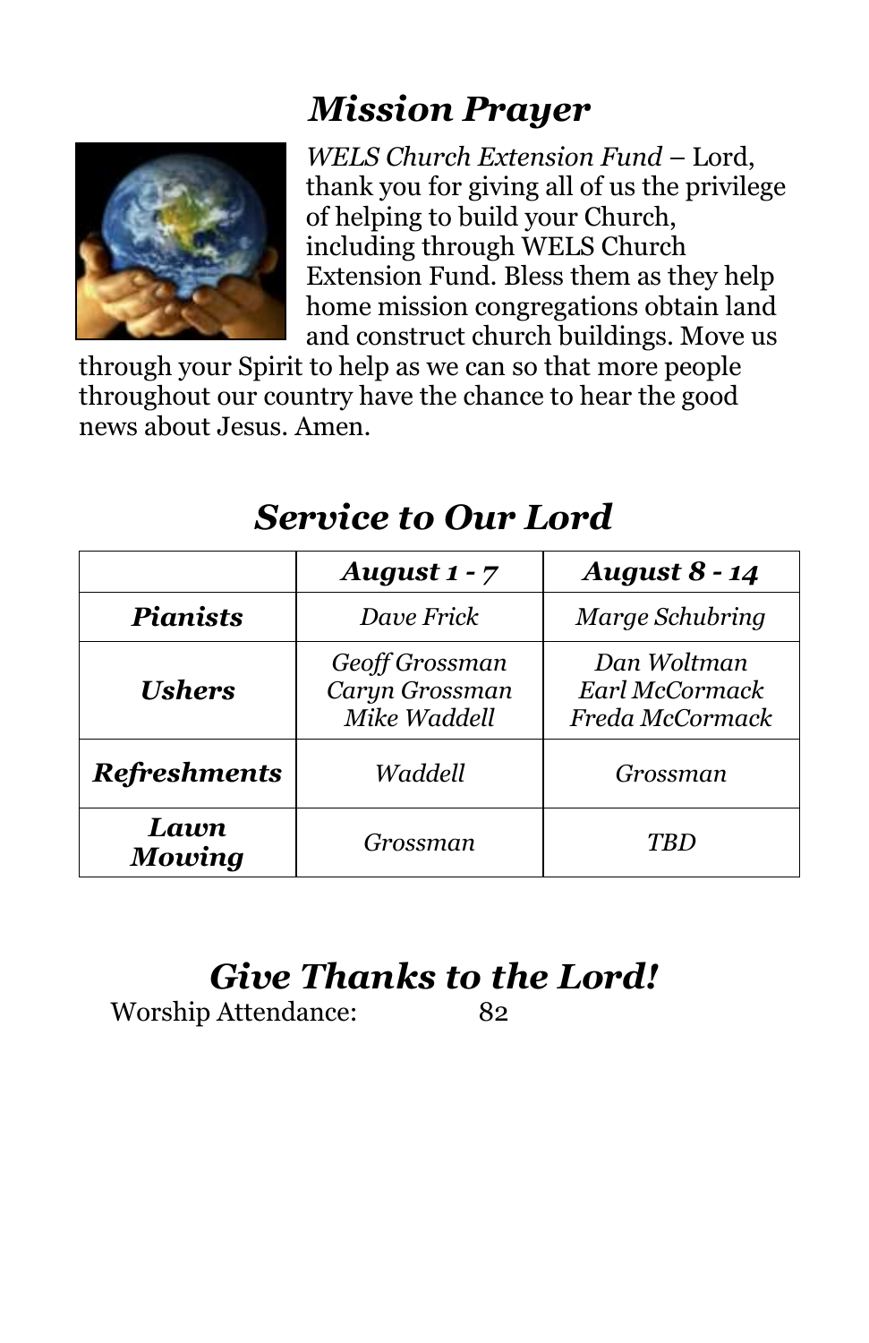## *Mission Prayer*

*WELS Church Extension Fund* – Lord, thank you for giving all of us the privilege of helping to build your Church, including through WELS Church Extension Fund. Bless them as they help home mission congregations obtain land and construct church buildings. Move us through your Spirit to help as we can so that more people throughout our country have the chance to hear the good news about Jesus. Amen.

## *Service to Our Lord*

| | ***August 1 - 7*** | ***August 8 - 14*** |
|---|---|---|
| ***Pianists*** | *Dave Frick* | *Marge Schubring* |
| ***Ushers*** | *Geoff Grossman*<br>*Caryn Grossman*<br>*Mike Waddell* | *Dan Woltman*<br>*Earl McCormack*<br>*Freda McCormack* |
| ***Refreshments*** | *Waddell* | *Grossman* |
| ***Lawn Mowing*** | *Grossman* | *TBD* |

## *Give Thanks to the Lord!*

Worship Attendance: 82